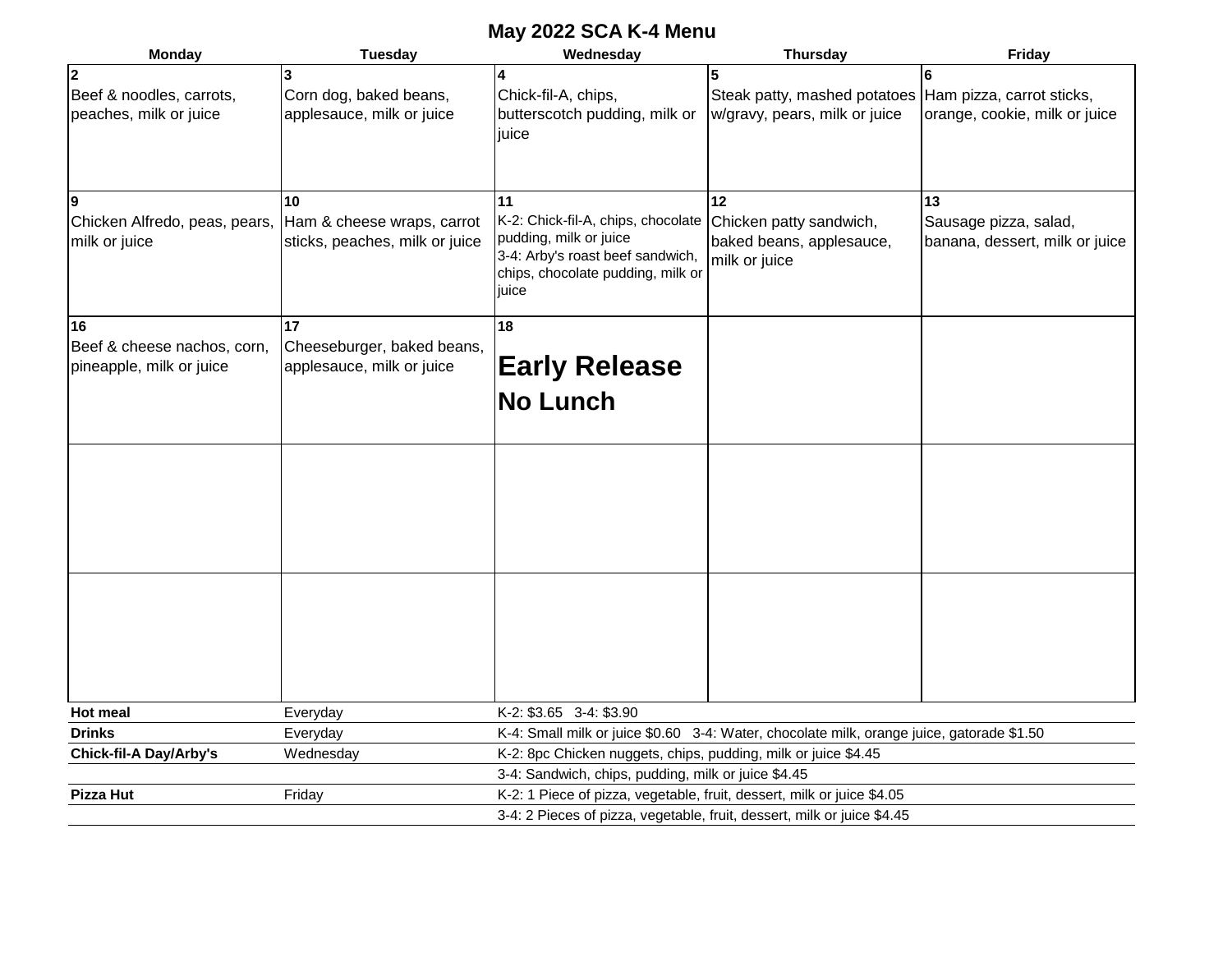# May 2022 SCA K-4 Menu

| Monday | Tuesday | Wednesday | Thursday | Friday |
|---|---|---|---|---|
| **2** Beef & noodles, carrots, peaches, milk or juice | **3** Corn dog, baked beans, applesauce, milk or juice | **4** Chick-fil-A, chips, butterscotch pudding, milk or juice | **5** Steak patty, mashed potatoes w/gravy, pears, milk or juice | **6** Ham pizza, carrot sticks, orange, cookie, milk or juice |
| **9** Chicken Alfredo, peas, pears, milk or juice | **10** Ham & cheese wraps, carrot sticks, peaches, milk or juice | **11** K-2: Chick-fil-A, chips, chocolate pudding, milk or juice 3-4: Arby's roast beef sandwich, chips, chocolate pudding, milk or juice | **12** Chicken patty sandwich, baked beans, applesauce, milk or juice | **13** Sausage pizza, salad, banana, dessert, milk or juice |
| **16** Beef & cheese nachos, corn, pineapple, milk or juice | **17** Cheeseburger, baked beans, applesauce, milk or juice | **18** **Early Release No Lunch** | | |
| | | | | |
| | | | | |

| | | |
|---|---|---|
| **Hot meal** | Everyday | K-2: $3.65   3-4: $3.90 |
| **Drinks** | Everyday | K-4: Small milk or juice $0.60   3-4: Water, chocolate milk, orange juice, gatorade $1.50 |
| **Chick-fil-A Day/Arby's** | Wednesday | K-2: 8pc Chicken nuggets, chips, pudding, milk or juice $4.45 |
| | | 3-4: Sandwich, chips, pudding, milk or juice $4.45 |
| **Pizza Hut** | Friday | K-2: 1 Piece of pizza, vegetable, fruit, dessert, milk or juice $4.05 |
| | | 3-4: 2 Pieces of pizza, vegetable, fruit, dessert, milk or juice $4.45 |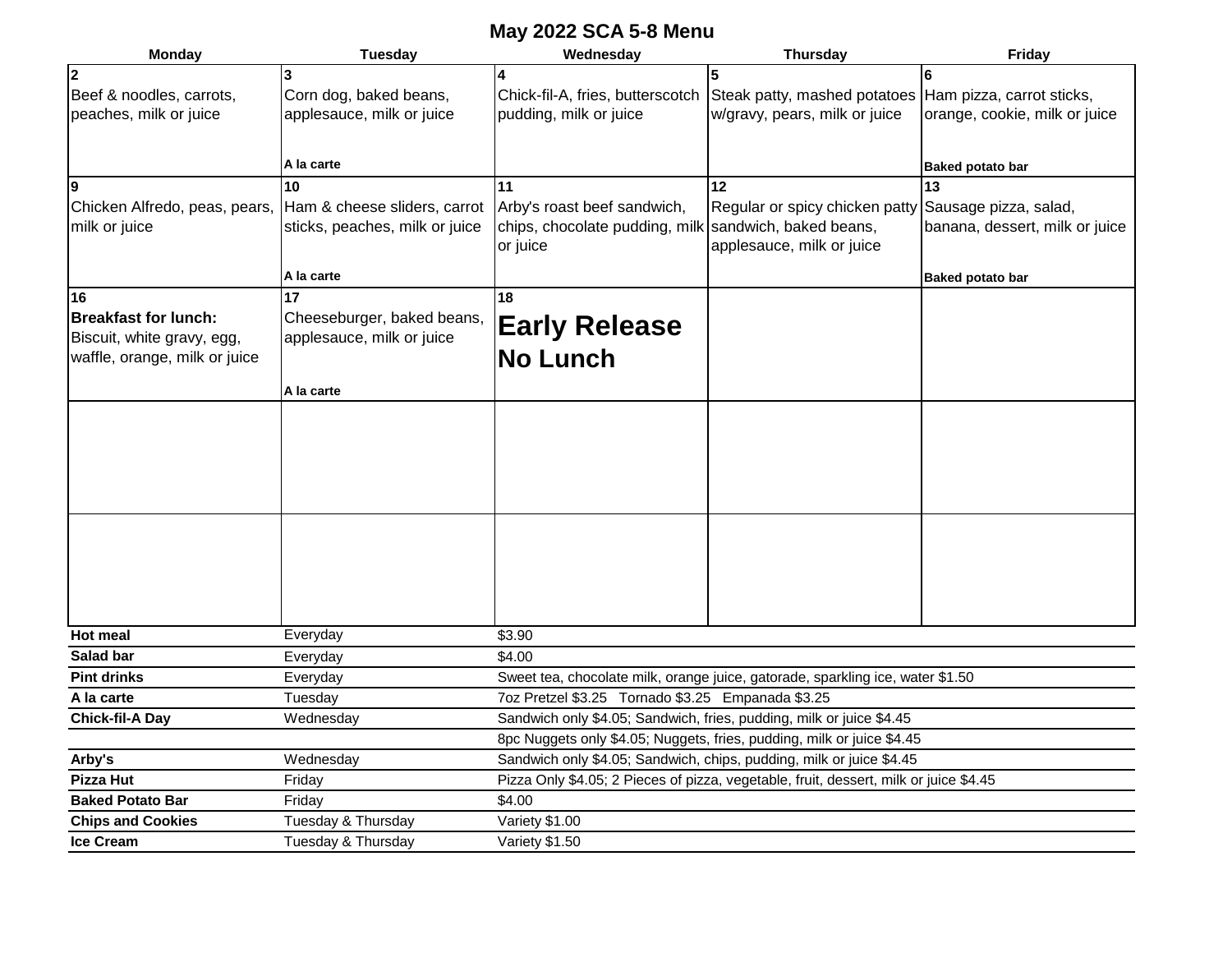# May 2022 SCA 5-8 Menu

| Monday | Tuesday | Wednesday | Thursday | Friday |
|---|---|---|---|---|
| 2<br>Beef & noodles, carrots, peaches, milk or juice | 3<br>Corn dog, baked beans, applesauce, milk or juice<br>**A la carte** | 4<br>Chick-fil-A, fries, butterscotch pudding, milk or juice | 5<br>Steak patty, mashed potatoes w/gravy, pears, milk or juice | 6<br>Ham pizza, carrot sticks, orange, cookie, milk or juice<br>**Baked potato bar** |
| 9<br>Chicken Alfredo, peas, pears, milk or juice | 10<br>Ham & cheese sliders, carrot sticks, peaches, milk or juice<br>**A la carte** | 11<br>Arby's roast beef sandwich, chips, chocolate pudding, milk or juice | 12<br>Regular or spicy chicken patty sandwich, baked beans, applesauce, milk or juice | 13<br>Sausage pizza, salad, banana, dessert, milk or juice<br>**Baked potato bar** |
| 16<br>**Breakfast for lunch:**<br>Biscuit, white gravy, egg, waffle, orange, milk or juice | 17<br>Cheeseburger, baked beans, applesauce, milk or juice<br>**A la carte** | 18<br>**Early Release**<br>**No Lunch** | | |
| | | | | |
| | | | | |

| | | |
|---|---|---|
| **Hot meal** | Everyday | $3.90 |
| **Salad bar** | Everyday | $4.00 |
| **Pint drinks** | Everyday | Sweet tea, chocolate milk, orange juice, gatorade, sparkling ice, water $1.50 |
| **A la carte** | Tuesday | 7oz Pretzel $3.25 Tornado $3.25 Empanada $3.25 |
| **Chick-fil-A Day** | Wednesday | Sandwich only $4.05; Sandwich, fries, pudding, milk or juice $4.45 |
| | | 8pc Nuggets only $4.05; Nuggets, fries, pudding, milk or juice $4.45 |
| **Arby's** | Wednesday | Sandwich only $4.05; Sandwich, chips, pudding, milk or juice $4.45 |
| **Pizza Hut** | Friday | Pizza Only $4.05; 2 Pieces of pizza, vegetable, fruit, dessert, milk or juice $4.45 |
| **Baked Potato Bar** | Friday | $4.00 |
| **Chips and Cookies** | Tuesday & Thursday | Variety $1.00 |
| **Ice Cream** | Tuesday & Thursday | Variety $1.50 |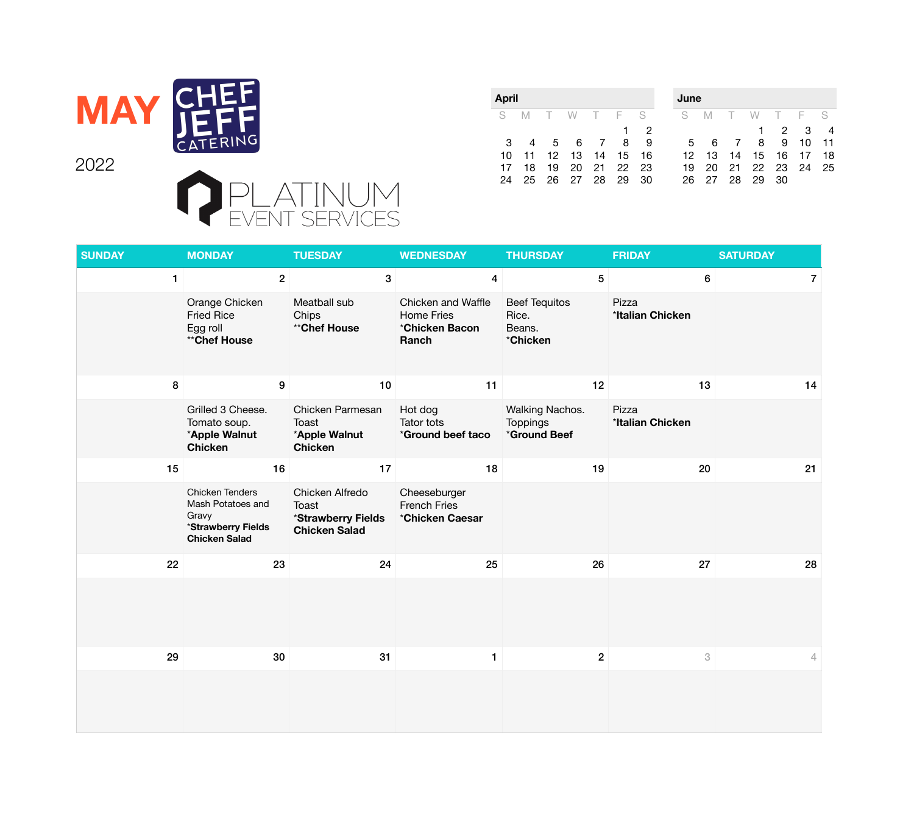# MAY

2022

CHEF JEFF CATERING

PLATINUM EVENT SERVICES

| April | | | | | | |
|---|---|---|---|---|---|---|
| S | M | T | W | T | F | S |
| | | | | | 1 | 2 |
| 3 | 4 | 5 | 6 | 7 | 8 | 9 |
| 10 | 11 | 12 | 13 | 14 | 15 | 16 |
| 17 | 18 | 19 | 20 | 21 | 22 | 23 |
| 24 | 25 | 26 | 27 | 28 | 29 | 30 |

| June | | | | | | |
|---|---|---|---|---|---|---|
| S | M | T | W | T | F | S |
| | | | 1 | 2 | 3 | 4 |
| 5 | 6 | 7 | 8 | 9 | 10 | 11 |
| 12 | 13 | 14 | 15 | 16 | 17 | 18 |
| 19 | 20 | 21 | 22 | 23 | 24 | 25 |
| 26 | 27 | 28 | 29 | 30 | | |

| SUNDAY | MONDAY | TUESDAY | WEDNESDAY | THURSDAY | FRIDAY | SATURDAY |
|---|---|---|---|---|---|---|
| 1 | 2 | 3 | 4 | 5 | 6 | 7 |
| | Orange Chicken<br>Fried Rice<br>Egg roll<br>**Chef House** | Meatball sub<br>Chips<br>**Chef House** | Chicken and Waffle<br>Home Fries<br>*Chicken Bacon Ranch* | Beef Tequitos<br>Rice.<br>Beans.<br>*Chicken* | Pizza<br>*Italian Chicken* | |
| 8 | 9 | 10 | 11 | 12 | 13 | 14 |
| | Grilled 3 Cheese.<br>Tomato soup.<br>*Apple Walnut Chicken* | Chicken Parmesan<br>Toast<br>*Apple Walnut Chicken* | Hot dog<br>Tator tots<br>*Ground beef taco* | Walking Nachos.<br>Toppings<br>*Ground Beef* | Pizza<br>*Italian Chicken* | |
| 15 | 16 | 17 | 18 | 19 | 20 | 21 |
| | Chicken Tenders<br>Mash Potatoes and Gravy<br>*Strawberry Fields Chicken Salad* | Chicken Alfredo<br>Toast<br>*Strawberry Fields Chicken Salad* | Cheeseburger<br>French Fries<br>*Chicken Caesar* | | | |
| 22 | 23 | 24 | 25 | 26 | 27 | 28 |
| | | | | | | |
| 29 | 30 | 31 | 1 | 2 | 3 | 4 |
| | | | | | | |